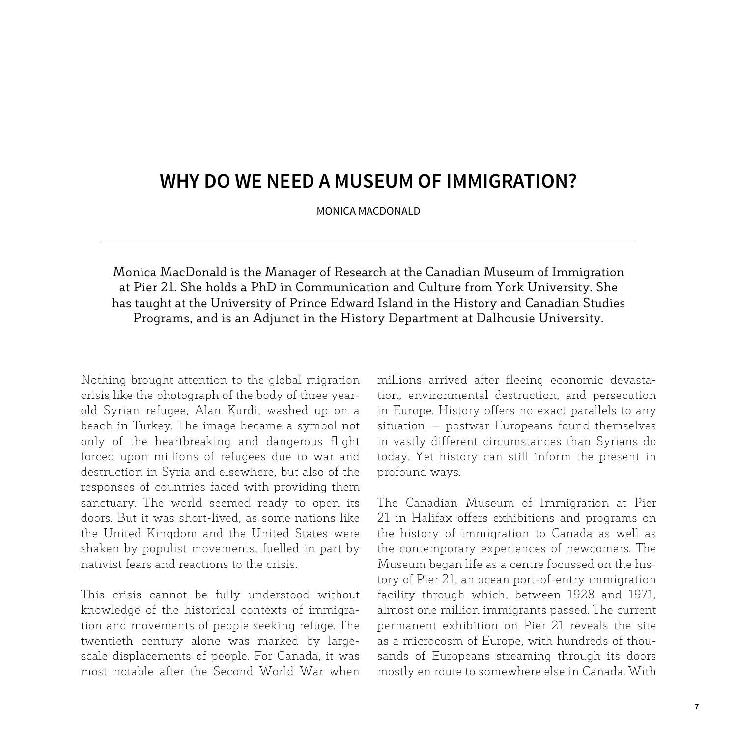# WHY DO WE NEED A MUSEUM OF IMMIGRATION?

MONICA MACDONALD

---

Monica MacDonald is the Manager of Research at the Canadian Museum of Immigration at Pier 21. She holds a PhD in Communication and Culture from York University. She has taught at the University of Prince Edward Island in the History and Canadian Studies Programs, and is an Adjunct in the History Department at Dalhousie University.

Nothing brought attention to the global migration crisis like the photograph of the body of three year-old Syrian refugee, Alan Kurdi, washed up on a beach in Turkey. The image became a symbol not only of the heartbreaking and dangerous flight forced upon millions of refugees due to war and destruction in Syria and elsewhere, but also of the responses of countries faced with providing them sanctuary. The world seemed ready to open its doors. But it was short-lived, as some nations like the United Kingdom and the United States were shaken by populist movements, fuelled in part by nativist fears and reactions to the crisis.

This crisis cannot be fully understood without knowledge of the historical contexts of immigration and movements of people seeking refuge. The twentieth century alone was marked by large-scale displacements of people. For Canada, it was most notable after the Second World War when millions arrived after fleeing economic devastation, environmental destruction, and persecution in Europe. History offers no exact parallels to any situation — postwar Europeans found themselves in vastly different circumstances than Syrians do today. Yet history can still inform the present in profound ways.

The Canadian Museum of Immigration at Pier 21 in Halifax offers exhibitions and programs on the history of immigration to Canada as well as the contemporary experiences of newcomers. The Museum began life as a centre focussed on the history of Pier 21, an ocean port-of-entry immigration facility through which, between 1928 and 1971, almost one million immigrants passed. The current permanent exhibition on Pier 21 reveals the site as a microcosm of Europe, with hundreds of thousands of Europeans streaming through its doors mostly en route to somewhere else in Canada. With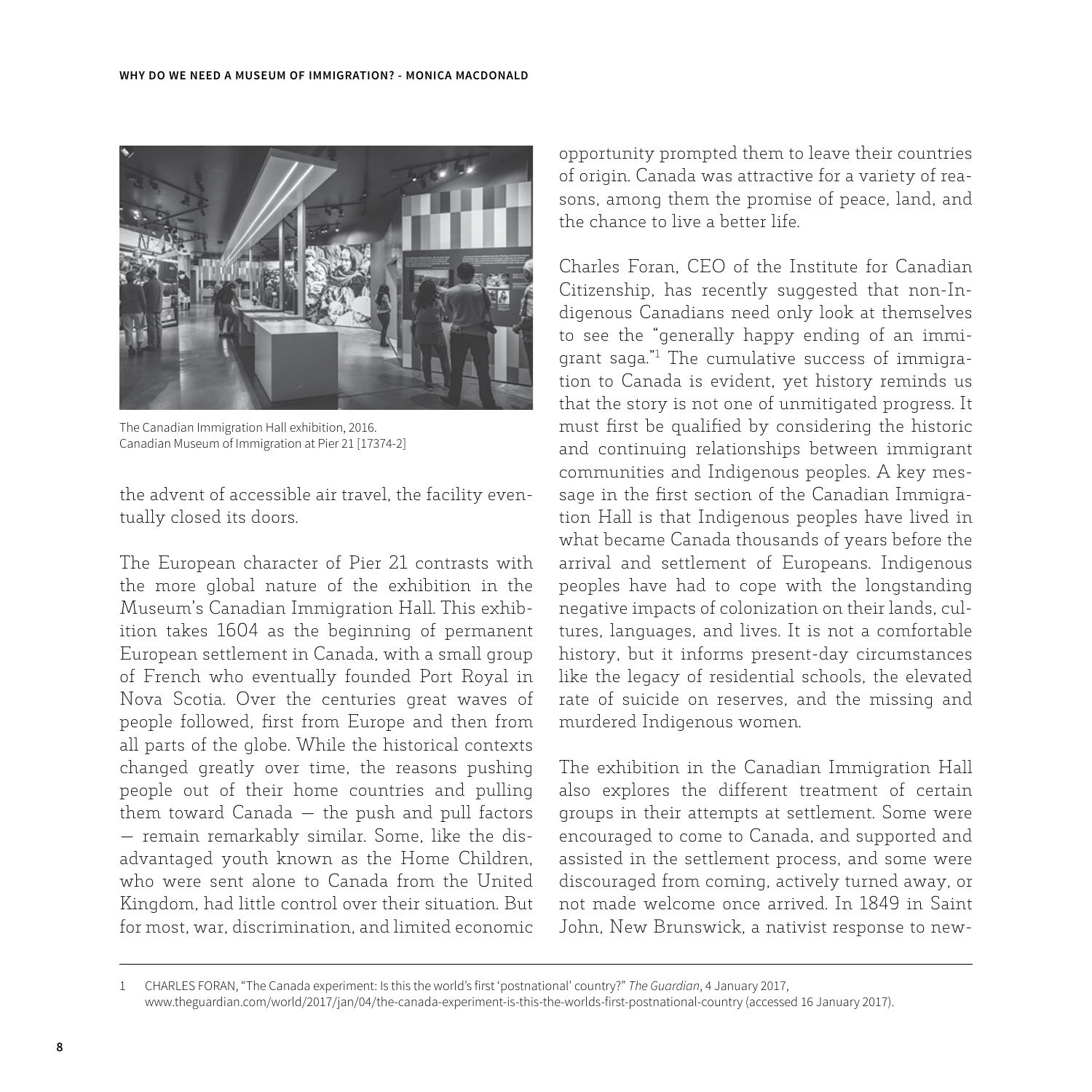The Canadian Immigration Hall exhibition, 2016.
Canadian Museum of Immigration at Pier 21 [17374-2]

the advent of accessible air travel, the facility eventually closed its doors.

The European character of Pier 21 contrasts with the more global nature of the exhibition in the Museum's Canadian Immigration Hall. This exhibition takes 1604 as the beginning of permanent European settlement in Canada, with a small group of French who eventually founded Port Royal in Nova Scotia. Over the centuries great waves of people followed, first from Europe and then from all parts of the globe. While the historical contexts changed greatly over time, the reasons pushing people out of their home countries and pulling them toward Canada — the push and pull factors — remain remarkably similar. Some, like the disadvantaged youth known as the Home Children, who were sent alone to Canada from the United Kingdom, had little control over their situation. But for most, war, discrimination, and limited economic opportunity prompted them to leave their countries of origin. Canada was attractive for a variety of reasons, among them the promise of peace, land, and the chance to live a better life.

Charles Foran, CEO of the Institute for Canadian Citizenship, has recently suggested that non-Indigenous Canadians need only look at themselves to see the "generally happy ending of an immigrant saga."[1] The cumulative success of immigration to Canada is evident, yet history reminds us that the story is not one of unmitigated progress. It must first be qualified by considering the historic and continuing relationships between immigrant communities and Indigenous peoples. A key message in the first section of the Canadian Immigration Hall is that Indigenous peoples have lived in what became Canada thousands of years before the arrival and settlement of Europeans. Indigenous peoples have had to cope with the longstanding negative impacts of colonization on their lands, cultures, languages, and lives. It is not a comfortable history, but it informs present-day circumstances like the legacy of residential schools, the elevated rate of suicide on reserves, and the missing and murdered Indigenous women.

The exhibition in the Canadian Immigration Hall also explores the different treatment of certain groups in their attempts at settlement. Some were encouraged to come to Canada, and supported and assisted in the settlement process, and some were discouraged from coming, actively turned away, or not made welcome once arrived. In 1849 in Saint John, New Brunswick, a nativist response to new-

---

1 CHARLES FORAN, "The Canada experiment: Is this the world's first 'postnational' country?" *The Guardian*, 4 January 2017, www.theguardian.com/world/2017/jan/04/the-canada-experiment-is-this-the-worlds-first-postnational-country (accessed 16 January 2017).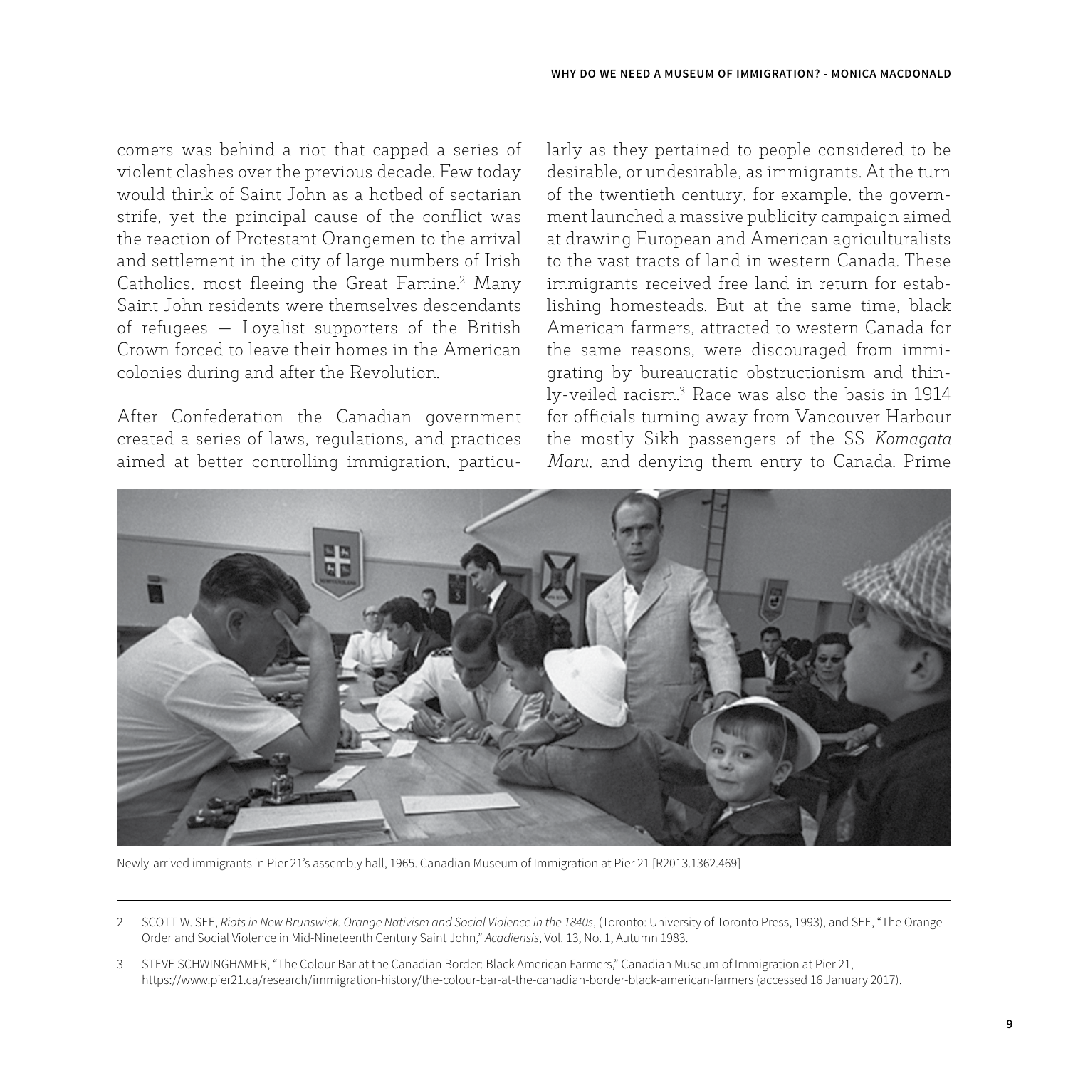comers was behind a riot that capped a series of violent clashes over the previous decade. Few today would think of Saint John as a hotbed of sectarian strife, yet the principal cause of the conflict was the reaction of Protestant Orangemen to the arrival and settlement in the city of large numbers of Irish Catholics, most fleeing the Great Famine.[2] Many Saint John residents were themselves descendants of refugees — Loyalist supporters of the British Crown forced to leave their homes in the American colonies during and after the Revolution.

After Confederation the Canadian government created a series of laws, regulations, and practices aimed at better controlling immigration, particularly as they pertained to people considered to be desirable, or undesirable, as immigrants. At the turn of the twentieth century, for example, the government launched a massive publicity campaign aimed at drawing European and American agriculturalists to the vast tracts of land in western Canada. These immigrants received free land in return for establishing homesteads. But at the same time, black American farmers, attracted to western Canada for the same reasons, were discouraged from immigrating by bureaucratic obstructionism and thinly-veiled racism.[3] Race was also the basis in 1914 for officials turning away from Vancouver Harbour the mostly Sikh passengers of the SS *Komagata Maru*, and denying them entry to Canada. Prime

Newly-arrived immigrants in Pier 21's assembly hall, 1965. Canadian Museum of Immigration at Pier 21 [R2013.1362.469]

---

2 SCOTT W. SEE, *Riots in New Brunswick: Orange Nativism and Social Violence in the 1840s*, (Toronto: University of Toronto Press, 1993), and SEE, "The Orange Order and Social Violence in Mid-Nineteenth Century Saint John," *Acadiensis*, Vol. 13, No. 1, Autumn 1983.

3 STEVE SCHWINGHAMER, "The Colour Bar at the Canadian Border: Black American Farmers," Canadian Museum of Immigration at Pier 21, https://www.pier21.ca/research/immigration-history/the-colour-bar-at-the-canadian-border-black-american-farmers (accessed 16 January 2017).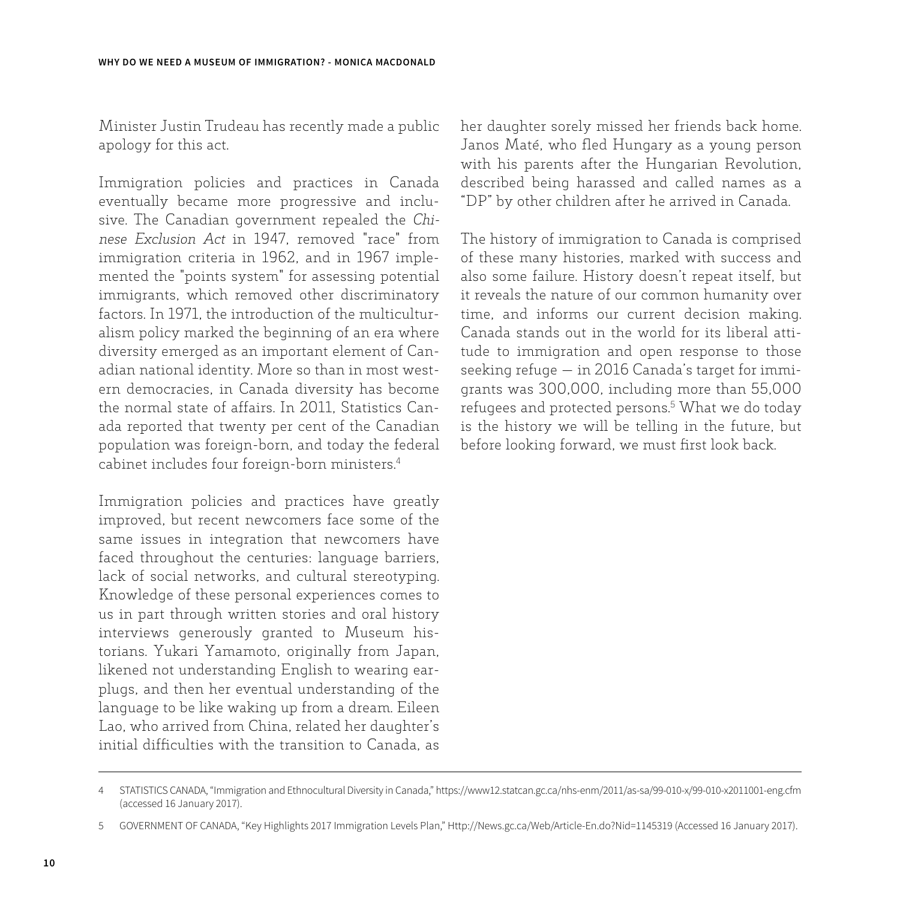Minister Justin Trudeau has recently made a public apology for this act.

Immigration policies and practices in Canada eventually became more progressive and inclusive. The Canadian government repealed the *Chinese Exclusion Act* in 1947, removed "race" from immigration criteria in 1962, and in 1967 implemented the "points system" for assessing potential immigrants, which removed other discriminatory factors. In 1971, the introduction of the multiculturalism policy marked the beginning of an era where diversity emerged as an important element of Canadian national identity. More so than in most western democracies, in Canada diversity has become the normal state of affairs. In 2011, Statistics Canada reported that twenty per cent of the Canadian population was foreign-born, and today the federal cabinet includes four foreign-born ministers.[4]

Immigration policies and practices have greatly improved, but recent newcomers face some of the same issues in integration that newcomers have faced throughout the centuries: language barriers, lack of social networks, and cultural stereotyping. Knowledge of these personal experiences comes to us in part through written stories and oral history interviews generously granted to Museum historians. Yukari Yamamoto, originally from Japan, likened not understanding English to wearing earplugs, and then her eventual understanding of the language to be like waking up from a dream. Eileen Lao, who arrived from China, related her daughter's initial difficulties with the transition to Canada, as her daughter sorely missed her friends back home. Janos Maté, who fled Hungary as a young person with his parents after the Hungarian Revolution, described being harassed and called names as a "DP" by other children after he arrived in Canada.

The history of immigration to Canada is comprised of these many histories, marked with success and also some failure. History doesn't repeat itself, but it reveals the nature of our common humanity over time, and informs our current decision making. Canada stands out in the world for its liberal attitude to immigration and open response to those seeking refuge — in 2016 Canada's target for immigrants was 300,000, including more than 55,000 refugees and protected persons.[5] What we do today is the history we will be telling in the future, but before looking forward, we must first look back.

---

4 STATISTICS CANADA, "Immigration and Ethnocultural Diversity in Canada," https://www12.statcan.gc.ca/nhs-enm/2011/as-sa/99-010-x/99-010-x2011001-eng.cfm (accessed 16 January 2017).

5 GOVERNMENT OF CANADA, "Key Highlights 2017 Immigration Levels Plan," Http://News.gc.ca/Web/Article-En.do?Nid=1145319 (Accessed 16 January 2017).